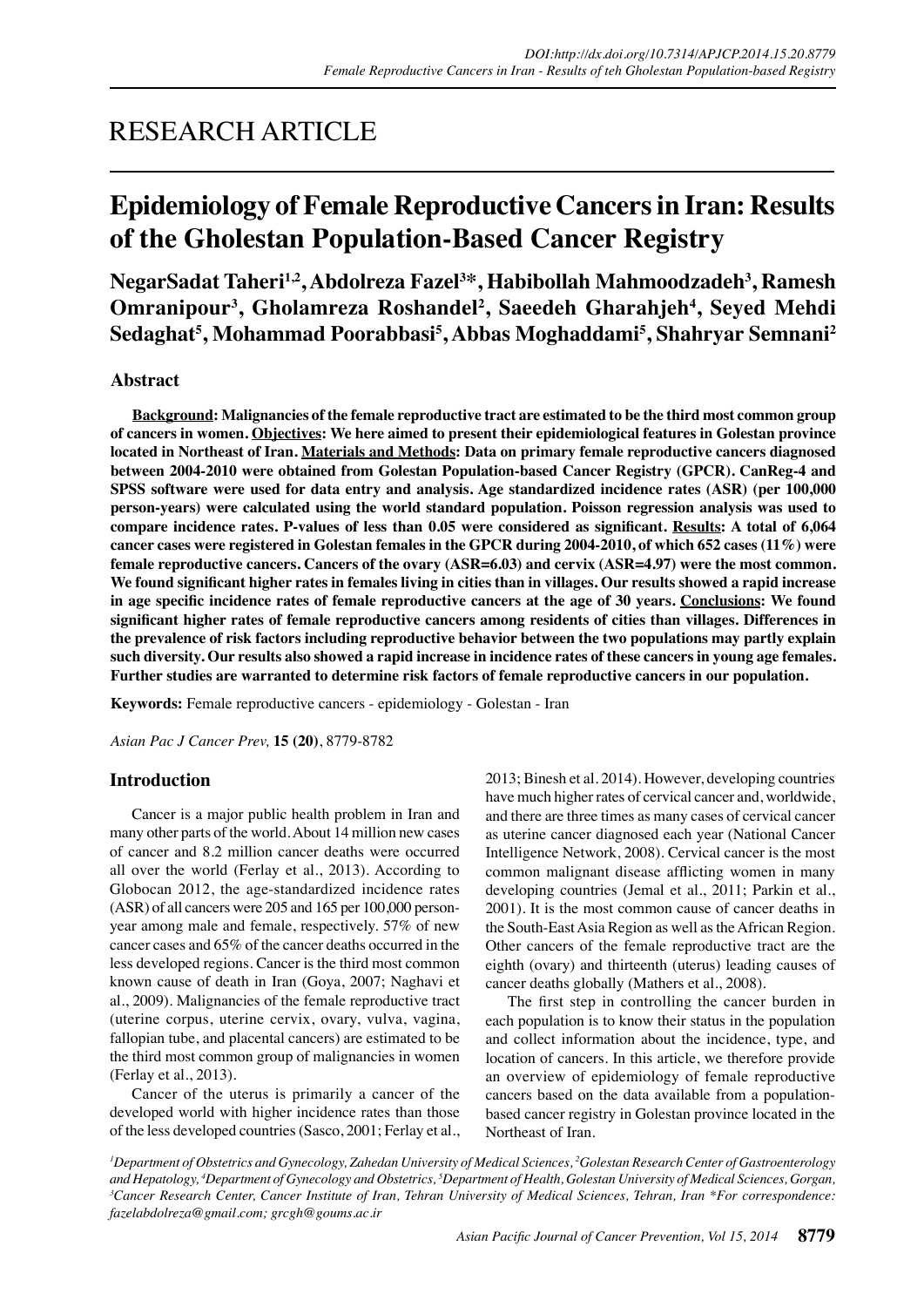RESEARCH ARTICLE

# Epidemiology of Female Reproductive Cancers in Iran: Results of the Gholestan Population-Based Cancer Registry

**NegarSadat Taheri[1,2], Abdolreza Fazel[3*], Habibollah Mahmoodzadeh[3], Ramesh Omranipour[3], Gholamreza Roshandel[2], Saeedeh Gharahjeh[4], Seyed Mehdi Sedaghat[5], Mohammad Poorabbasi[5], Abbas Moghaddami[5], Shahryar Semnani[2]**

## Abstract

**Background: Malignancies of the female reproductive tract are estimated to be the third most common group of cancers in women. Objectives: We here aimed to present their epidemiological features in Golestan province located in Northeast of Iran. Materials and Methods: Data on primary female reproductive cancers diagnosed between 2004-2010 were obtained from Golestan Population-based Cancer Registry (GPCR). CanReg-4 and SPSS software were used for data entry and analysis. Age standardized incidence rates (ASR) (per 100,000 person-years) were calculated using the world standard population. Poisson regression analysis was used to compare incidence rates. P-values of less than 0.05 were considered as significant. Results: A total of 6,064 cancer cases were registered in Golestan females in the GPCR during 2004-2010, of which 652 cases (11%) were female reproductive cancers. Cancers of the ovary (ASR=6.03) and cervix (ASR=4.97) were the most common. We found significant higher rates in females living in cities than in villages. Our results showed a rapid increase in age specific incidence rates of female reproductive cancers at the age of 30 years. Conclusions: We found significant higher rates of female reproductive cancers among residents of cities than villages. Differences in the prevalence of risk factors including reproductive behavior between the two populations may partly explain such diversity. Our results also showed a rapid increase in incidence rates of these cancers in young age females. Further studies are warranted to determine risk factors of female reproductive cancers in our population.**

**Keywords:** Female reproductive cancers - epidemiology - Golestan - Iran

*Asian Pac J Cancer Prev,* **15 (20)**, 8779-8782

## Introduction

Cancer is a major public health problem in Iran and many other parts of the world. About 14 million new cases of cancer and 8.2 million cancer deaths were occurred all over the world (Ferlay et al., 2013). According to Globocan 2012, the age-standardized incidence rates (ASR) of all cancers were 205 and 165 per 100,000 person-year among male and female, respectively. 57% of new cancer cases and 65% of the cancer deaths occurred in the less developed regions. Cancer is the third most common known cause of death in Iran (Goya, 2007; Naghavi et al., 2009). Malignancies of the female reproductive tract (uterine corpus, uterine cervix, ovary, vulva, vagina, fallopian tube, and placental cancers) are estimated to be the third most common group of malignancies in women (Ferlay et al., 2013).

Cancer of the uterus is primarily a cancer of the developed world with higher incidence rates than those of the less developed countries (Sasco, 2001; Ferlay et al., 2013; Binesh et al. 2014). However, developing countries have much higher rates of cervical cancer and, worldwide, and there are three times as many cases of cervical cancer as uterine cancer diagnosed each year (National Cancer Intelligence Network, 2008). Cervical cancer is the most common malignant disease afflicting women in many developing countries (Jemal et al., 2011; Parkin et al., 2001). It is the most common cause of cancer deaths in the South-East Asia Region as well as the African Region. Other cancers of the female reproductive tract are the eighth (ovary) and thirteenth (uterus) leading causes of cancer deaths globally (Mathers et al., 2008).

The first step in controlling the cancer burden in each population is to know their status in the population and collect information about the incidence, type, and location of cancers. In this article, we therefore provide an overview of epidemiology of female reproductive cancers based on the data available from a population-based cancer registry in Golestan province located in the Northeast of Iran.

*[1]Department of Obstetrics and Gynecology, Zahedan University of Medical Sciences, [2]Golestan Research Center of Gastroenterology and Hepatology, [4]Department of Gynecology and Obstetrics, [5]Department of Health, Golestan University of Medical Sciences, Gorgan, [3]Cancer Research Center, Cancer Institute of Iran, Tehran University of Medical Sciences, Tehran, Iran \*For correspondence: fazelabdolreza@gmail.com; grcgh@goums.ac.ir*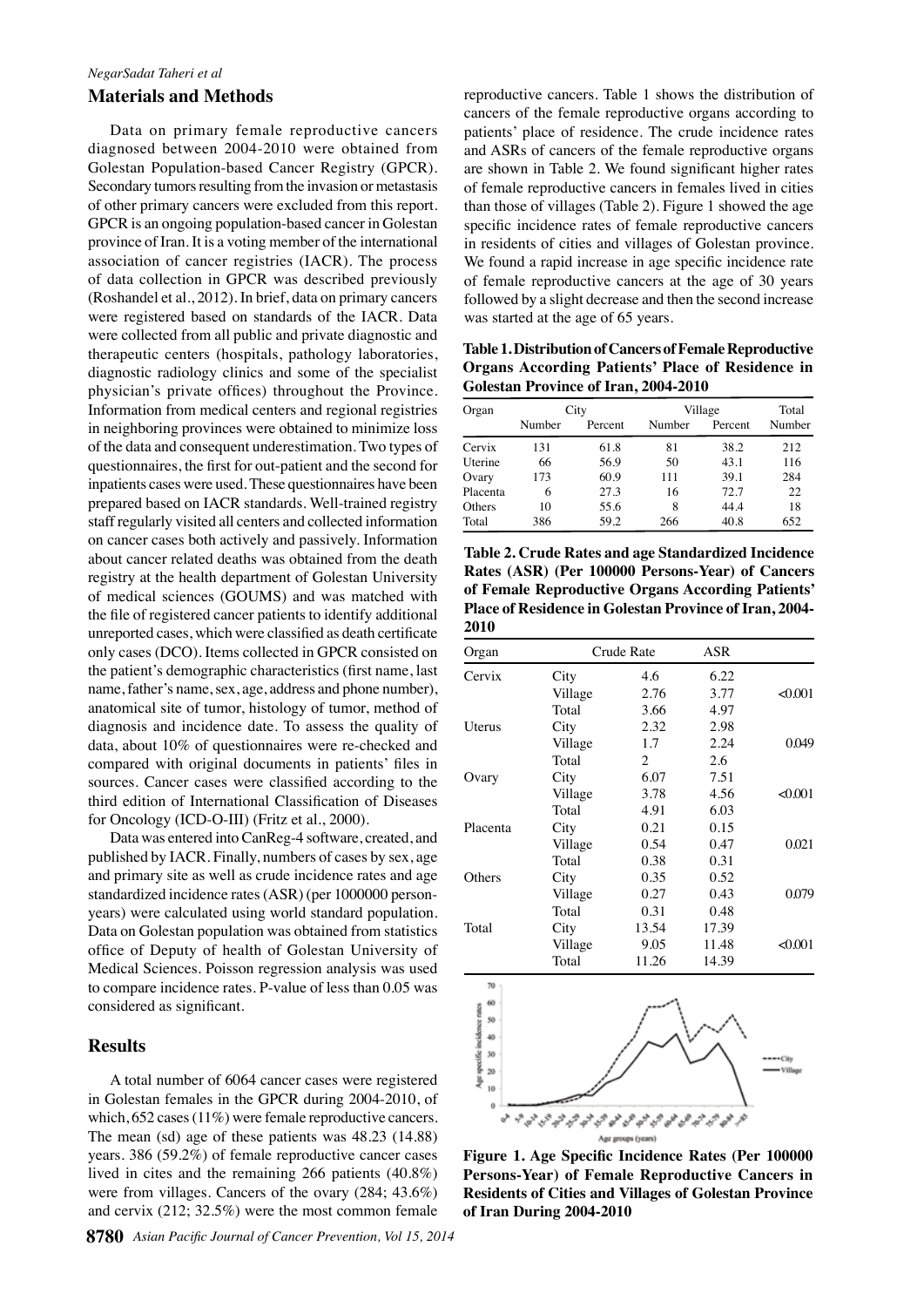## Materials and Methods

Data on primary female reproductive cancers diagnosed between 2004-2010 were obtained from Golestan Population-based Cancer Registry (GPCR). Secondary tumors resulting from the invasion or metastasis of other primary cancers were excluded from this report. GPCR is an ongoing population-based cancer in Golestan province of Iran. It is a voting member of the international association of cancer registries (IACR). The process of data collection in GPCR was described previously (Roshandel et al., 2012). In brief, data on primary cancers were registered based on standards of the IACR. Data were collected from all public and private diagnostic and therapeutic centers (hospitals, pathology laboratories, diagnostic radiology clinics and some of the specialist physician's private offices) throughout the Province. Information from medical centers and regional registries in neighboring provinces were obtained to minimize loss of the data and consequent underestimation. Two types of questionnaires, the first for out-patient and the second for inpatients cases were used. These questionnaires have been prepared based on IACR standards. Well-trained registry staff regularly visited all centers and collected information on cancer cases both actively and passively. Information about cancer related deaths was obtained from the death registry at the health department of Golestan University of medical sciences (GOUMS) and was matched with the file of registered cancer patients to identify additional unreported cases, which were classified as death certificate only cases (DCO). Items collected in GPCR consisted on the patient's demographic characteristics (first name, last name, father's name, sex, age, address and phone number), anatomical site of tumor, histology of tumor, method of diagnosis and incidence date. To assess the quality of data, about 10% of questionnaires were re-checked and compared with original documents in patients' files in sources. Cancer cases were classified according to the third edition of International Classification of Diseases for Oncology (ICD-O-III) (Fritz et al., 2000).

Data was entered into CanReg-4 software, created, and published by IACR. Finally, numbers of cases by sex, age and primary site as well as crude incidence rates and age standardized incidence rates (ASR) (per 1000000 person-years) were calculated using world standard population. Data on Golestan population was obtained from statistics office of Deputy of health of Golestan University of Medical Sciences. Poisson regression analysis was used to compare incidence rates. P-value of less than 0.05 was considered as significant.

## Results

A total number of 6064 cancer cases were registered in Golestan females in the GPCR during 2004-2010, of which, 652 cases (11%) were female reproductive cancers. The mean (sd) age of these patients was 48.23 (14.88) years. 386 (59.2%) of female reproductive cancer cases lived in cites and the remaining 266 patients (40.8%) were from villages. Cancers of the ovary (284; 43.6%) and cervix (212; 32.5%) were the most common female reproductive cancers. Table 1 shows the distribution of cancers of the female reproductive organs according to patients' place of residence. The crude incidence rates and ASRs of cancers of the female reproductive organs are shown in Table 2. We found significant higher rates of female reproductive cancers in females lived in cities than those of villages (Table 2). Figure 1 showed the age specific incidence rates of female reproductive cancers in residents of cities and villages of Golestan province. We found a rapid increase in age specific incidence rate of female reproductive cancers at the age of 30 years followed by a slight decrease and then the second increase was started at the age of 65 years.

**Table 1. Distribution of Cancers of Female Reproductive Organs According Patients' Place of Residence in Golestan Province of Iran, 2004-2010**

| Organ | City | | Village | | Total |
|---|---|---|---|---|---|
| | Number | Percent | Number | Percent | Number |
| Cervix | 131 | 61.8 | 81 | 38.2 | 212 |
| Uterine | 66 | 56.9 | 50 | 43.1 | 116 |
| Ovary | 173 | 60.9 | 111 | 39.1 | 284 |
| Placenta | 6 | 27.3 | 16 | 72.7 | 22 |
| Others | 10 | 55.6 | 8 | 44.4 | 18 |
| Total | 386 | 59.2 | 266 | 40.8 | 652 |

**Table 2. Crude Rates and age Standardized Incidence Rates (ASR) (Per 100000 Persons-Year) of Cancers of Female Reproductive Organs According Patients' Place of Residence in Golestan Province of Iran, 2004-2010**

| Organ | | Crude Rate | ASR | |
|---|---|---|---|---|
| Cervix | City | 4.6 | 6.22 | |
| | Village | 2.76 | 3.77 | <0.001 |
| | Total | 3.66 | 4.97 | |
| Uterus | City | 2.32 | 2.98 | |
| | Village | 1.7 | 2.24 | 0.049 |
| | Total | 2 | 2.6 | |
| Ovary | City | 6.07 | 7.51 | |
| | Village | 3.78 | 4.56 | <0.001 |
| | Total | 4.91 | 6.03 | |
| Placenta | City | 0.21 | 0.15 | |
| | Village | 0.54 | 0.47 | 0.021 |
| | Total | 0.38 | 0.31 | |
| Others | City | 0.35 | 0.52 | |
| | Village | 0.27 | 0.43 | 0.079 |
| | Total | 0.31 | 0.48 | |
| Total | City | 13.54 | 17.39 | |
| | Village | 9.05 | 11.48 | <0.001 |
| | Total | 11.26 | 14.39 | |

**Figure 1. Age Specific Incidence Rates (Per 100000 Persons-Year) of Female Reproductive Cancers in Residents of Cities and Villages of Golestan Province of Iran During 2004-2010**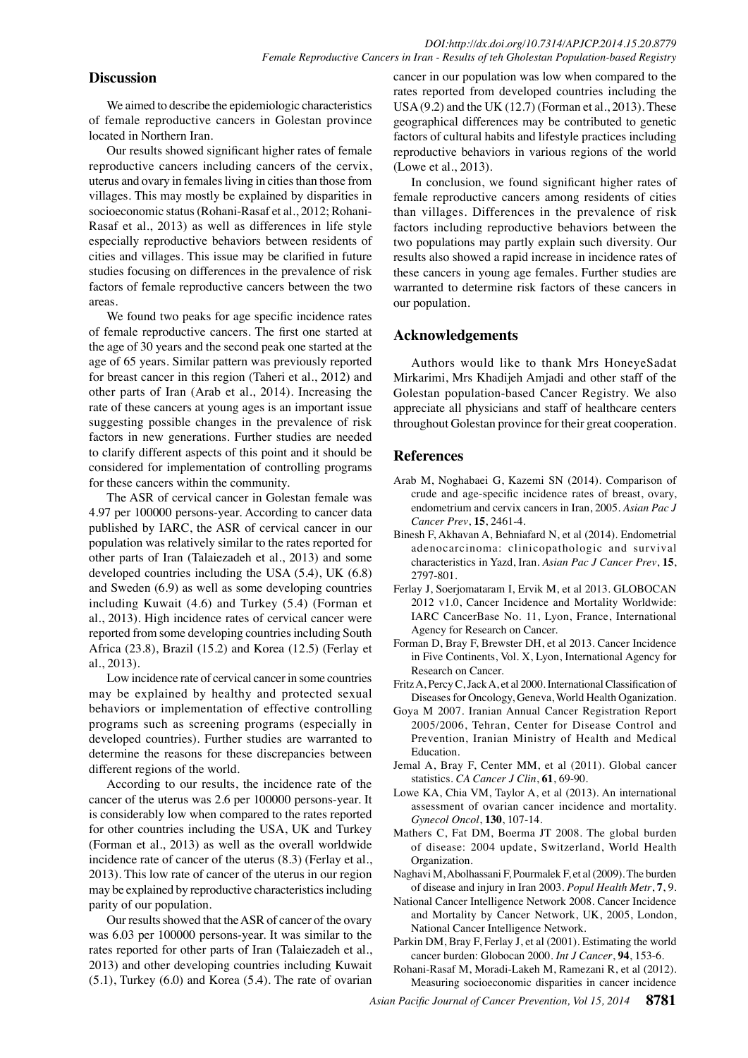## Discussion

We aimed to describe the epidemiologic characteristics of female reproductive cancers in Golestan province located in Northern Iran.

Our results showed significant higher rates of female reproductive cancers including cancers of the cervix, uterus and ovary in females living in cities than those from villages. This may mostly be explained by disparities in socioeconomic status (Rohani-Rasaf et al., 2012; Rohani-Rasaf et al., 2013) as well as differences in life style especially reproductive behaviors between residents of cities and villages. This issue may be clarified in future studies focusing on differences in the prevalence of risk factors of female reproductive cancers between the two areas.

We found two peaks for age specific incidence rates of female reproductive cancers. The first one started at the age of 30 years and the second peak one started at the age of 65 years. Similar pattern was previously reported for breast cancer in this region (Taheri et al., 2012) and other parts of Iran (Arab et al., 2014). Increasing the rate of these cancers at young ages is an important issue suggesting possible changes in the prevalence of risk factors in new generations. Further studies are needed to clarify different aspects of this point and it should be considered for implementation of controlling programs for these cancers within the community.

The ASR of cervical cancer in Golestan female was 4.97 per 100000 persons-year. According to cancer data published by IARC, the ASR of cervical cancer in our population was relatively similar to the rates reported for other parts of Iran (Talaiezadeh et al., 2013) and some developed countries including the USA (5.4), UK (6.8) and Sweden (6.9) as well as some developing countries including Kuwait (4.6) and Turkey (5.4) (Forman et al., 2013). High incidence rates of cervical cancer were reported from some developing countries including South Africa (23.8), Brazil (15.2) and Korea (12.5) (Ferlay et al., 2013).

Low incidence rate of cervical cancer in some countries may be explained by healthy and protected sexual behaviors or implementation of effective controlling programs such as screening programs (especially in developed countries). Further studies are warranted to determine the reasons for these discrepancies between different regions of the world.

According to our results, the incidence rate of the cancer of the uterus was 2.6 per 100000 persons-year. It is considerably low when compared to the rates reported for other countries including the USA, UK and Turkey (Forman et al., 2013) as well as the overall worldwide incidence rate of cancer of the uterus (8.3) (Ferlay et al., 2013). This low rate of cancer of the uterus in our region may be explained by reproductive characteristics including parity of our population.

Our results showed that the ASR of cancer of the ovary was 6.03 per 100000 persons-year. It was similar to the rates reported for other parts of Iran (Talaiezadeh et al., 2013) and other developing countries including Kuwait (5.1), Turkey (6.0) and Korea (5.4). The rate of ovarian cancer in our population was low when compared to the rates reported from developed countries including the USA (9.2) and the UK (12.7) (Forman et al., 2013). These geographical differences may be contributed to genetic factors of cultural habits and lifestyle practices including reproductive behaviors in various regions of the world (Lowe et al., 2013).

In conclusion, we found significant higher rates of female reproductive cancers among residents of cities than villages. Differences in the prevalence of risk factors including reproductive behaviors between the two populations may partly explain such diversity. Our results also showed a rapid increase in incidence rates of these cancers in young age females. Further studies are warranted to determine risk factors of these cancers in our population.

## Acknowledgements

Authors would like to thank Mrs HoneyeSadat Mirkarimi, Mrs Khadijeh Amjadi and other staff of the Golestan population-based Cancer Registry. We also appreciate all physicians and staff of healthcare centers throughout Golestan province for their great cooperation.

## References

Arab M, Noghabaei G, Kazemi SN (2014). Comparison of crude and age-specific incidence rates of breast, ovary, endometrium and cervix cancers in Iran, 2005. *Asian Pac J Cancer Prev*, **15**, 2461-4.

Binesh F, Akhavan A, Behniafard N, et al (2014). Endometrial adenocarcinoma: clinicopathologic and survival characteristics in Yazd, Iran. *Asian Pac J Cancer Prev*, **15**, 2797-801.

Ferlay J, Soerjomataram I, Ervik M, et al 2013. GLOBOCAN 2012 v1.0, Cancer Incidence and Mortality Worldwide: IARC CancerBase No. 11, Lyon, France, International Agency for Research on Cancer.

Forman D, Bray F, Brewster DH, et al 2013. Cancer Incidence in Five Continents, Vol. X, Lyon, International Agency for Research on Cancer.

Fritz A, Percy C, Jack A, et al 2000. International Classification of Diseases for Oncology, Geneva, World Health Oganization.

Goya M 2007. Iranian Annual Cancer Registration Report 2005/2006, Tehran, Center for Disease Control and Prevention, Iranian Ministry of Health and Medical Education.

Jemal A, Bray F, Center MM, et al (2011). Global cancer statistics. *CA Cancer J Clin*, **61**, 69-90.

Lowe KA, Chia VM, Taylor A, et al (2013). An international assessment of ovarian cancer incidence and mortality. *Gynecol Oncol*, **130**, 107-14.

Mathers C, Fat DM, Boerma JT 2008. The global burden of disease: 2004 update, Switzerland, World Health Organization.

Naghavi M, Abolhassani F, Pourmalek F, et al (2009). The burden of disease and injury in Iran 2003. *Popul Health Metr*, **7**, 9.

National Cancer Intelligence Network 2008. Cancer Incidence and Mortality by Cancer Network, UK, 2005, London, National Cancer Intelligence Network.

Parkin DM, Bray F, Ferlay J, et al (2001). Estimating the world cancer burden: Globocan 2000. *Int J Cancer*, **94**, 153-6.

Rohani-Rasaf M, Moradi-Lakeh M, Ramezani R, et al (2012). Measuring socioeconomic disparities in cancer incidence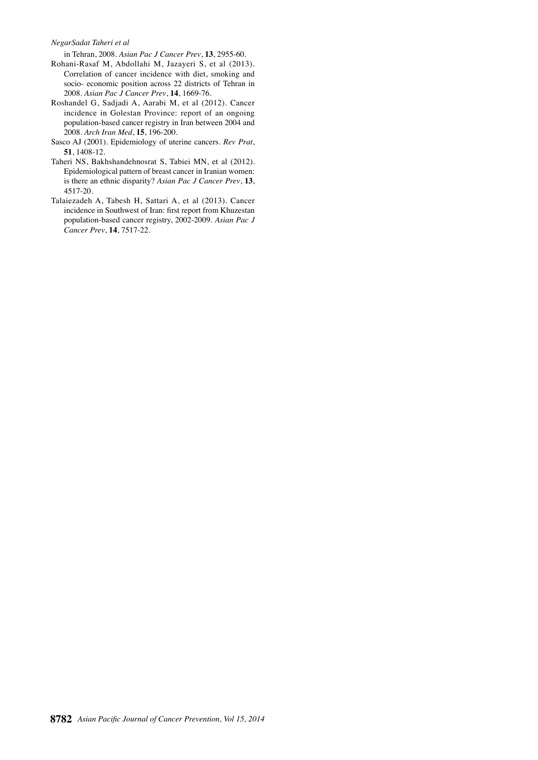in Tehran, 2008. *Asian Pac J Cancer Prev*, **13**, 2955-60.

Rohani-Rasaf M, Abdollahi M, Jazayeri S, et al (2013). Correlation of cancer incidence with diet, smoking and socio- economic position across 22 districts of Tehran in 2008. *Asian Pac J Cancer Prev*, **14**, 1669-76.

Roshandel G, Sadjadi A, Aarabi M, et al (2012). Cancer incidence in Golestan Province: report of an ongoing population-based cancer registry in Iran between 2004 and 2008. *Arch Iran Med*, **15**, 196-200.

Sasco AJ (2001). Epidemiology of uterine cancers. *Rev Prat*, **51**, 1408-12.

Taheri NS, Bakhshandehnosrat S, Tabiei MN, et al (2012). Epidemiological pattern of breast cancer in Iranian women: is there an ethnic disparity? *Asian Pac J Cancer Prev*, **13**, 4517-20.

Talaiezadeh A, Tabesh H, Sattari A, et al (2013). Cancer incidence in Southwest of Iran: first report from Khuzestan population-based cancer registry, 2002-2009. *Asian Pac J Cancer Prev*, **14**, 7517-22.